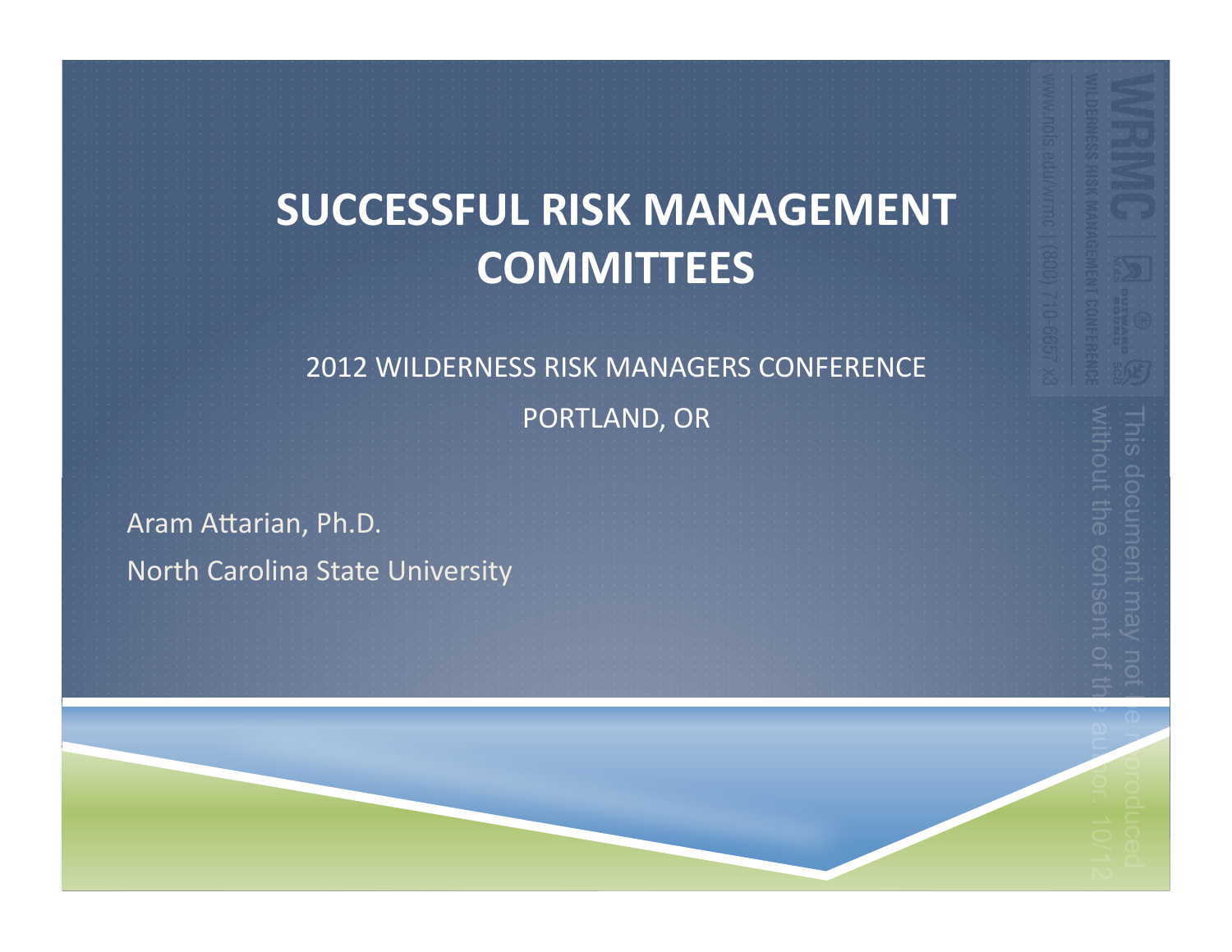# SUCCESSFUL RISK MANAGEMENT COMMITTEES

2012 WILDERNESS RISK MANAGERS CONFERENCE

PORTLAND, OR

Aram Attarian, Ph.D.

North Carolina State University

This document may not be reproduced without the consent of the author. 10/12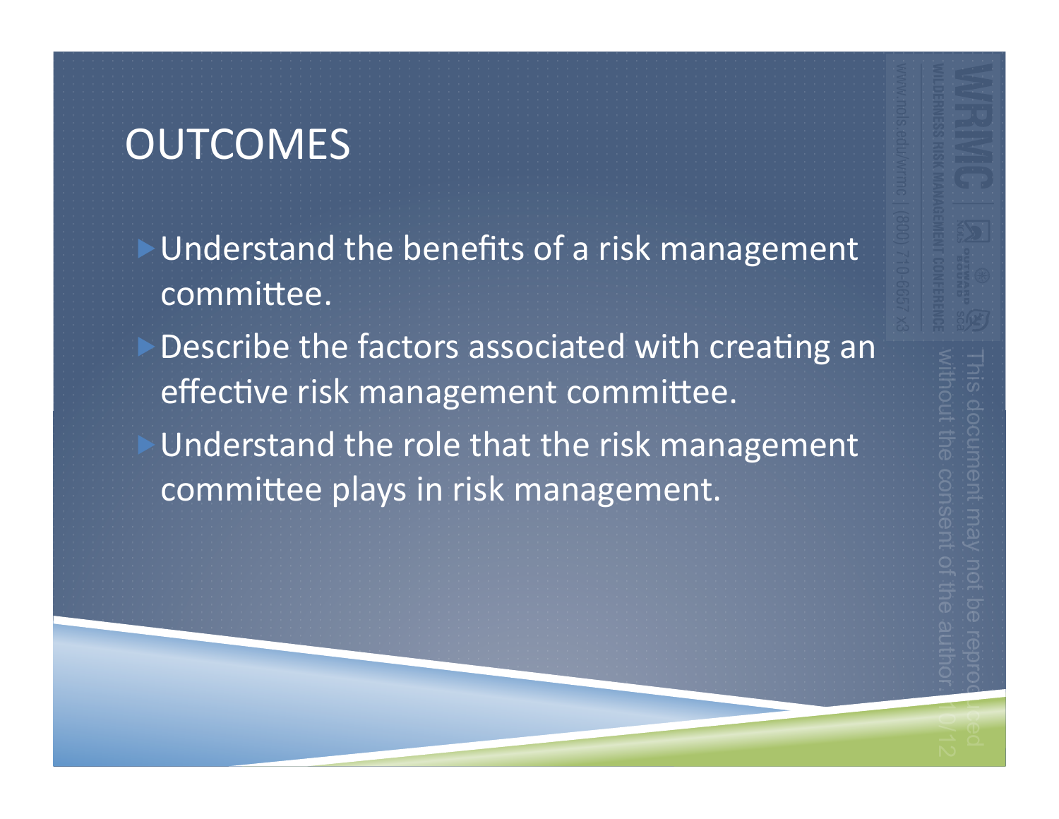# OUTCOMES

- Understand the benefits of a risk management committee.
- Describe the factors associated with creating an effective risk management committee.
- Understand the role that the risk management committee plays in risk management.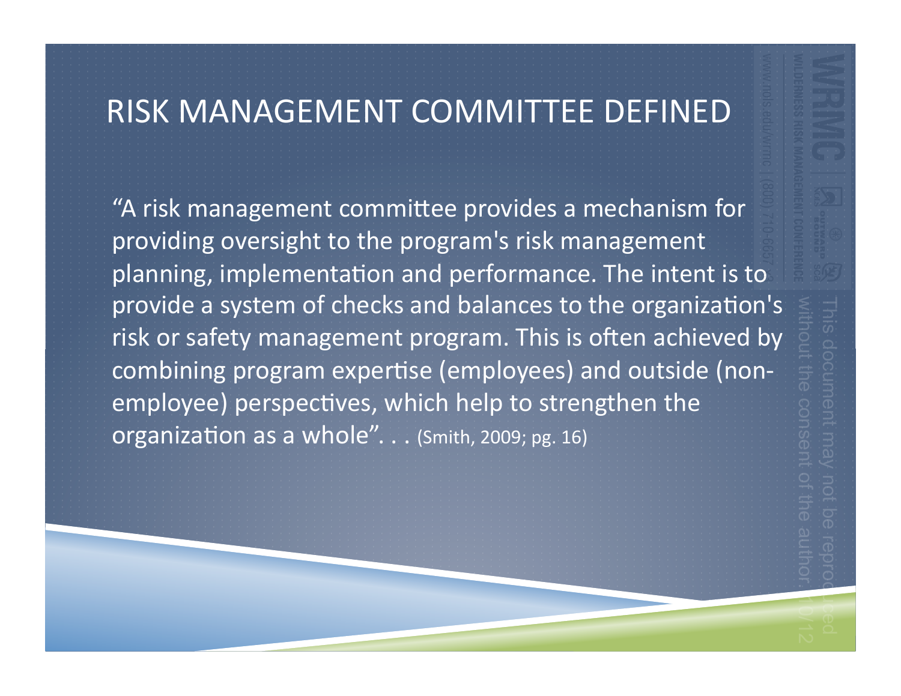# RISK MANAGEMENT COMMITTEE DEFINED

"A risk management committee provides a mechanism for providing oversight to the program's risk management planning, implementation and performance. The intent is to provide a system of checks and balances to the organization's risk or safety management program. This is often achieved by combining program expertise (employees) and outside (non-employee) perspectives, which help to strengthen the organization as a whole". . . (Smith, 2009; pg. 16)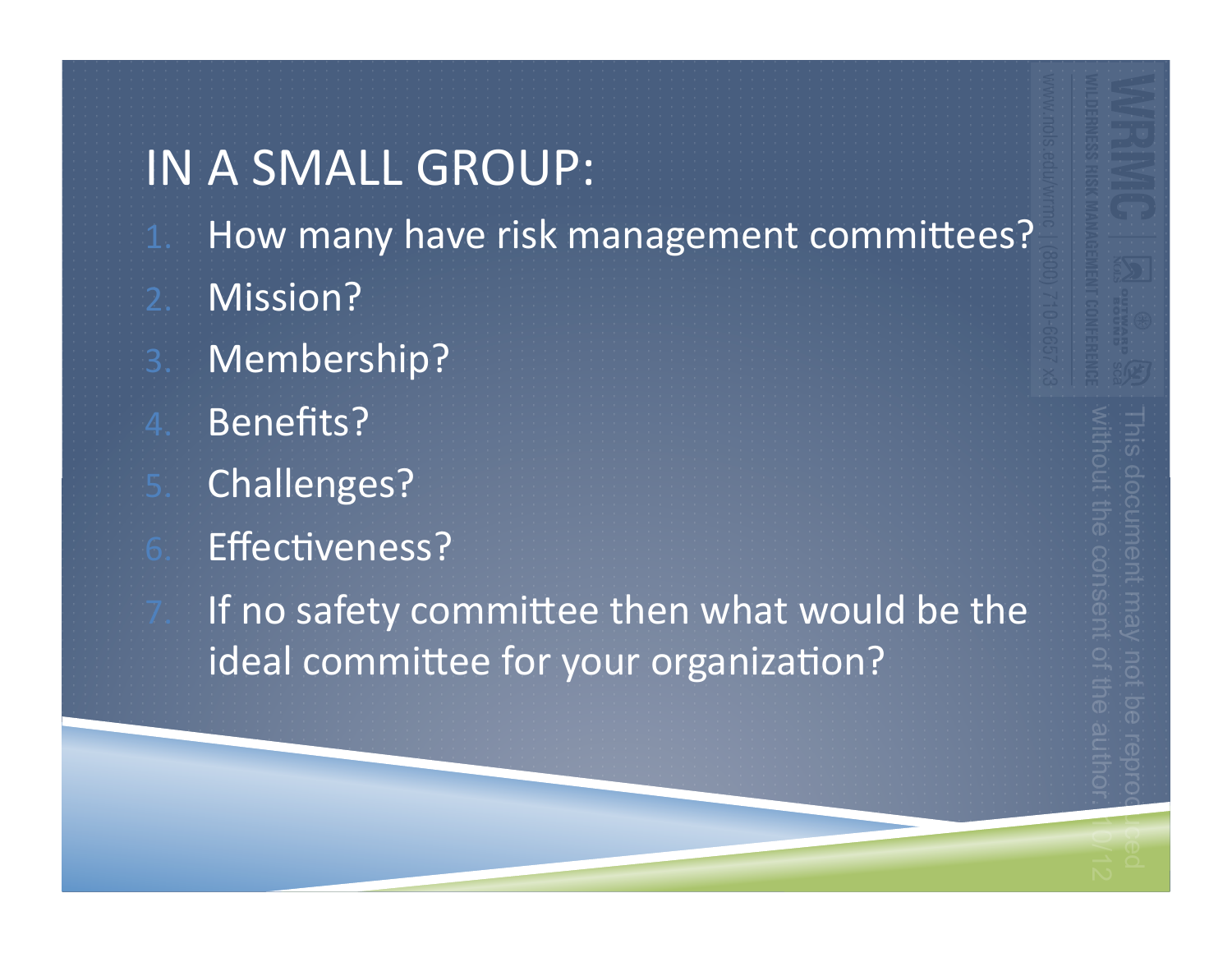# IN A SMALL GROUP:

1. How many have risk management committees?
2. Mission?
3. Membership?
4. Benefits?
5. Challenges?
6. Effectiveness?
7. If no safety committee then what would be the ideal committee for your organization?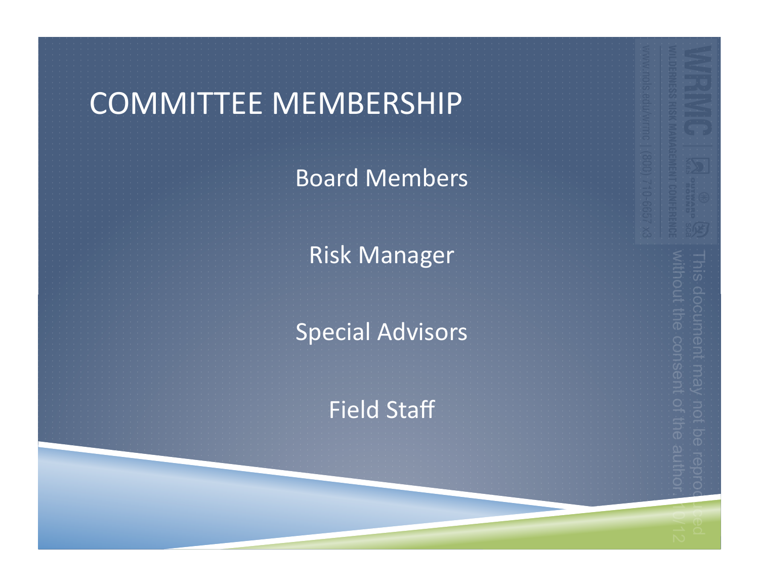# COMMITTEE MEMBERSHIP

Board Members

Risk Manager

Special Advisors

Field Staff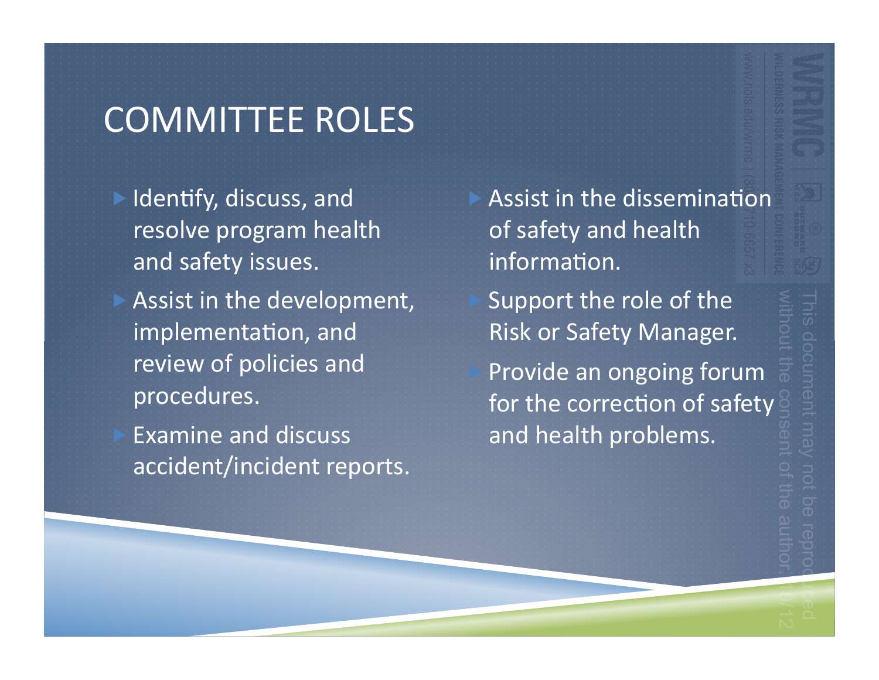# COMMITTEE ROLES

- Identify, discuss, and resolve program health and safety issues.
- Assist in the development, implementation, and review of policies and procedures.
- Examine and discuss accident/incident reports.
- Assist in the dissemination of safety and health information.
- Support the role of the Risk or Safety Manager.
- Provide an ongoing forum for the correction of safety and health problems.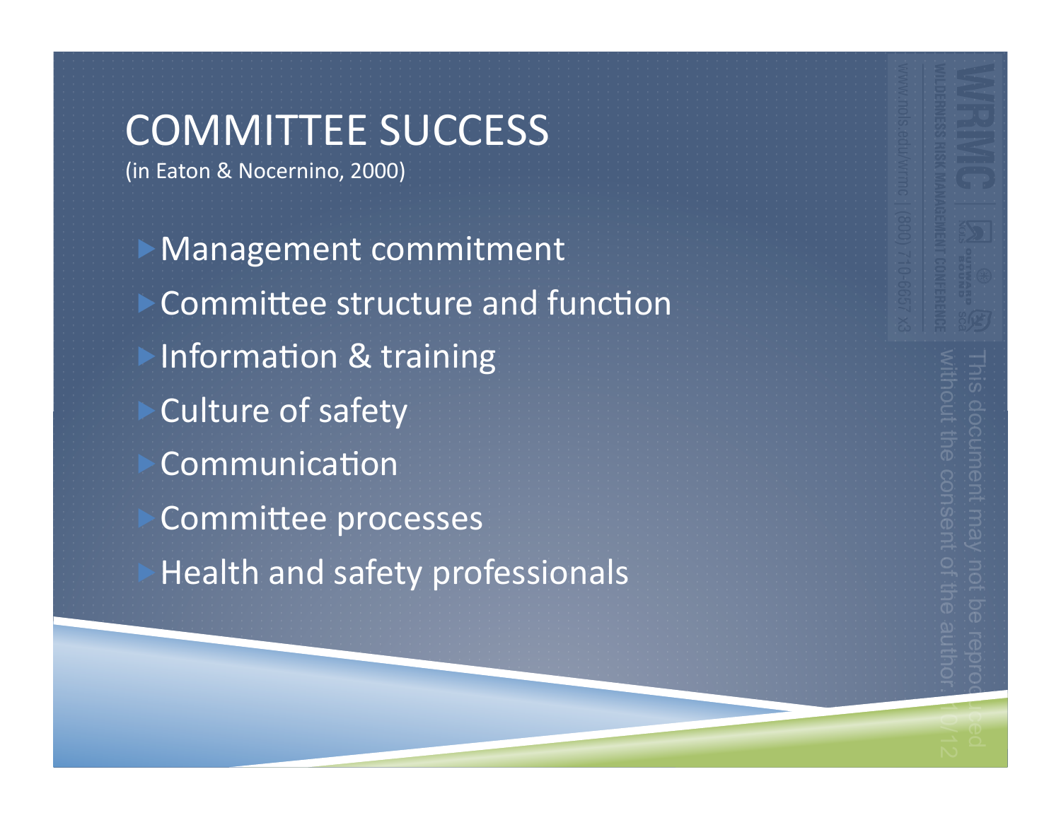# COMMITTEE SUCCESS

(in Eaton & Nocernino, 2000)

- Management commitment
- Committee structure and function
- Information & training
- Culture of safety
- Communication
- Committee processes
- Health and safety professionals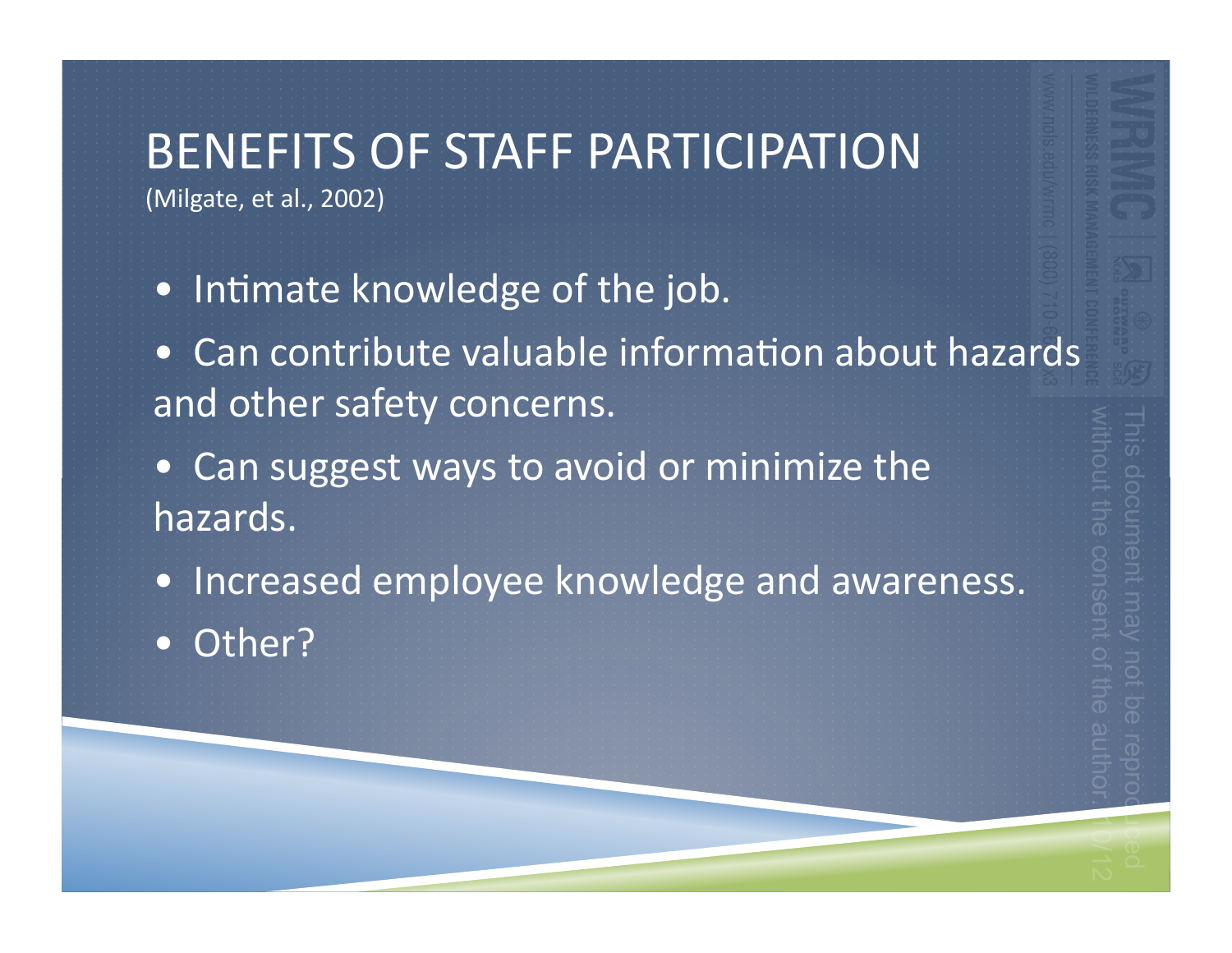# BENEFITS OF STAFF PARTICIPATION

(Milgate, et al., 2002)

- Intimate knowledge of the job.
- Can contribute valuable information about hazards and other safety concerns.
- Can suggest ways to avoid or minimize the hazards.
- Increased employee knowledge and awareness.
- Other?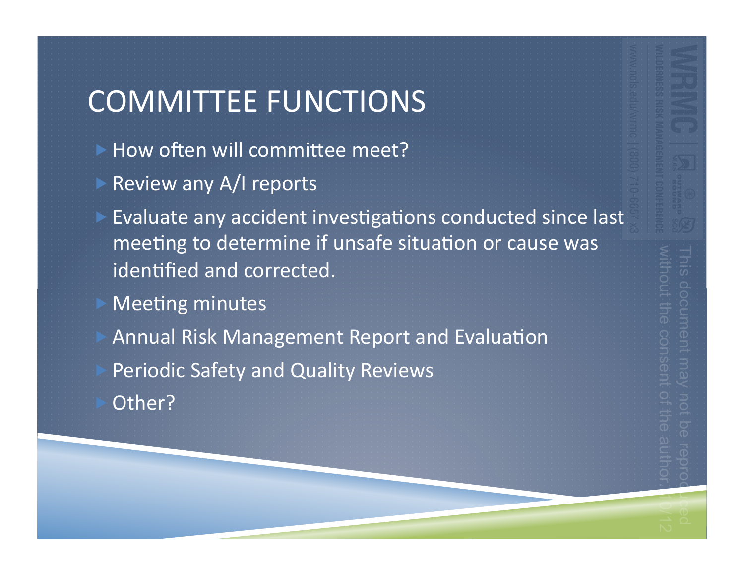# COMMITTEE FUNCTIONS

- How often will committee meet?
- Review any A/I reports
- Evaluate any accident investigations conducted since last meeting to determine if unsafe situation or cause was identified and corrected.
- Meeting minutes
- Annual Risk Management Report and Evaluation
- Periodic Safety and Quality Reviews
- Other?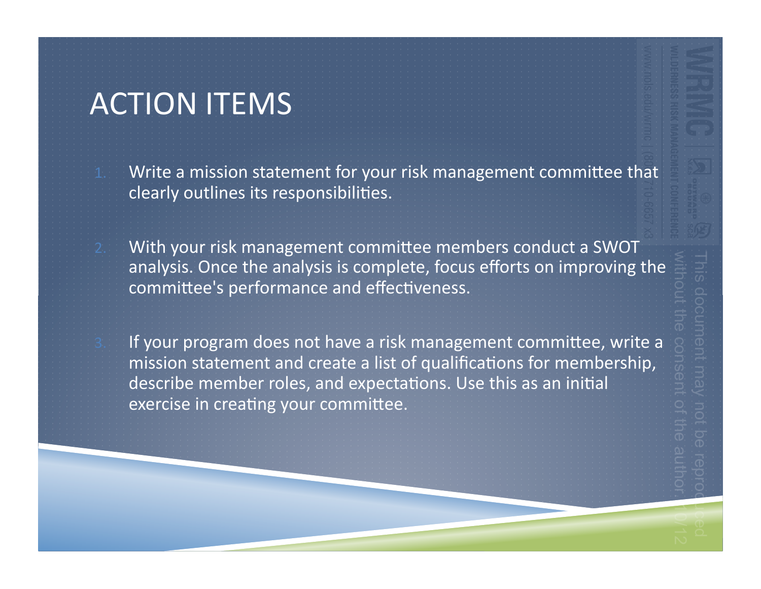# ACTION ITEMS

1. Write a mission statement for your risk management committee that clearly outlines its responsibilities.

2. With your risk management committee members conduct a SWOT analysis. Once the analysis is complete, focus efforts on improving the committee's performance and effectiveness.

3. If your program does not have a risk management committee, write a mission statement and create a list of qualifications for membership, describe member roles, and expectations. Use this as an initial exercise in creating your committee.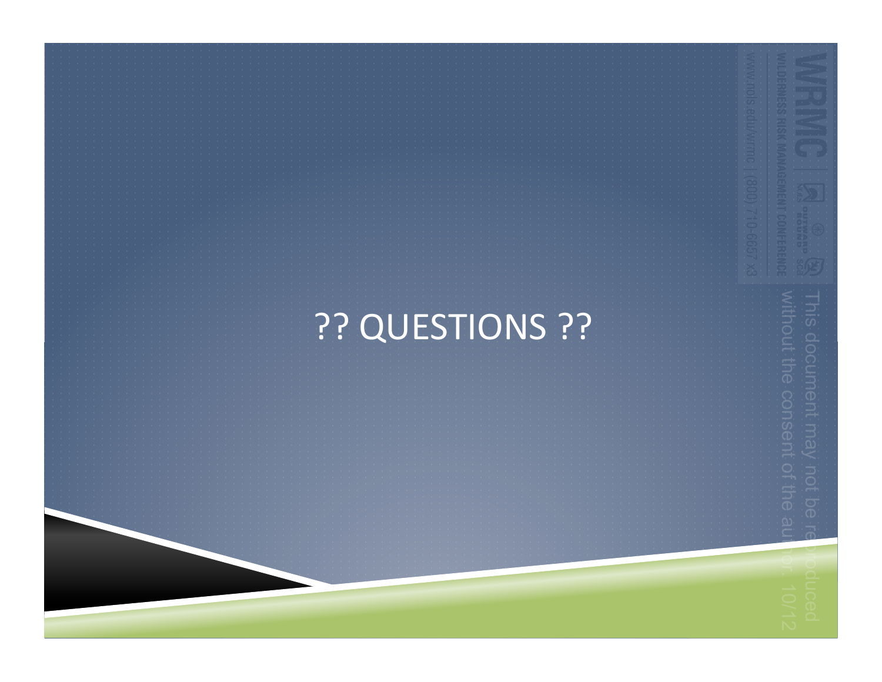# ?? QUESTIONS ??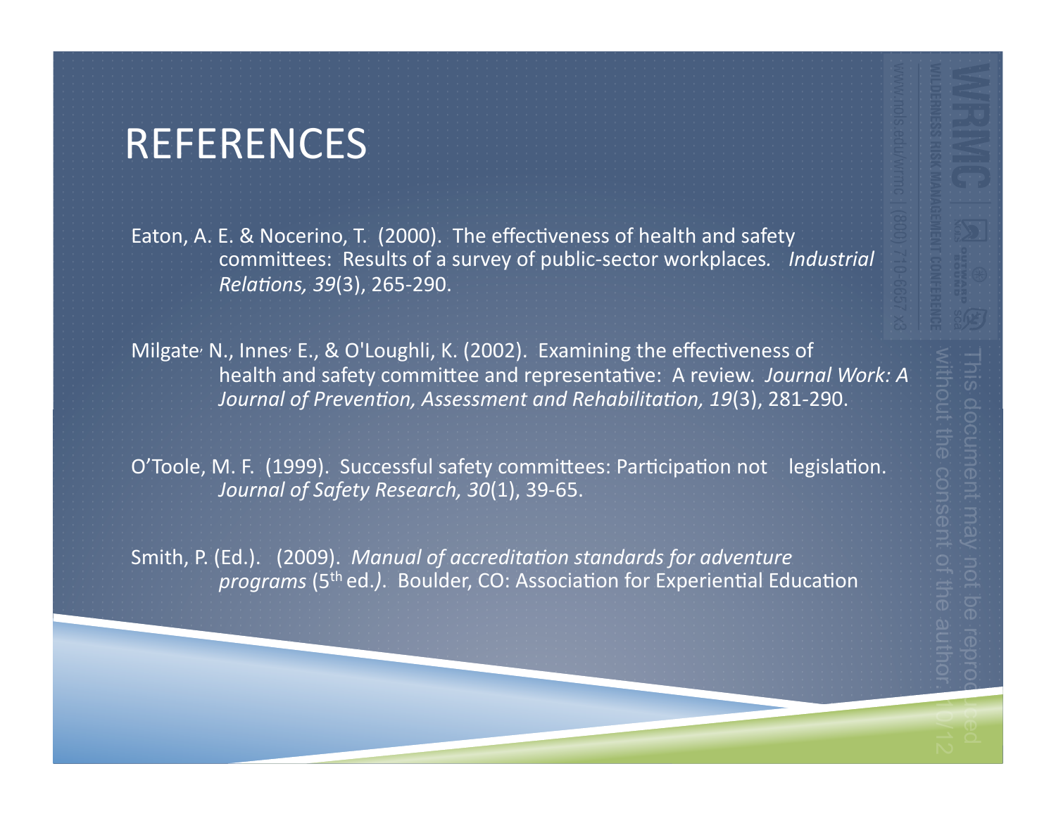# REFERENCES

Eaton, A. E. & Nocerino, T. (2000). The effectiveness of health and safety committees: Results of a survey of public-sector workplaces. *Industrial Relations, 39*(3), 265-290.

Milgate, N., Innes, E., & O'Loughli, K. (2002). Examining the effectiveness of health and safety committee and representative: A review. *Journal Work: A Journal of Prevention, Assessment and Rehabilitation, 19*(3), 281-290.

O'Toole, M. F. (1999). Successful safety committees: Participation not legislation. *Journal of Safety Research, 30*(1), 39-65.

Smith, P. (Ed.). (2009). *Manual of accreditation standards for adventure programs* (5th ed.). Boulder, CO: Association for Experiential Education